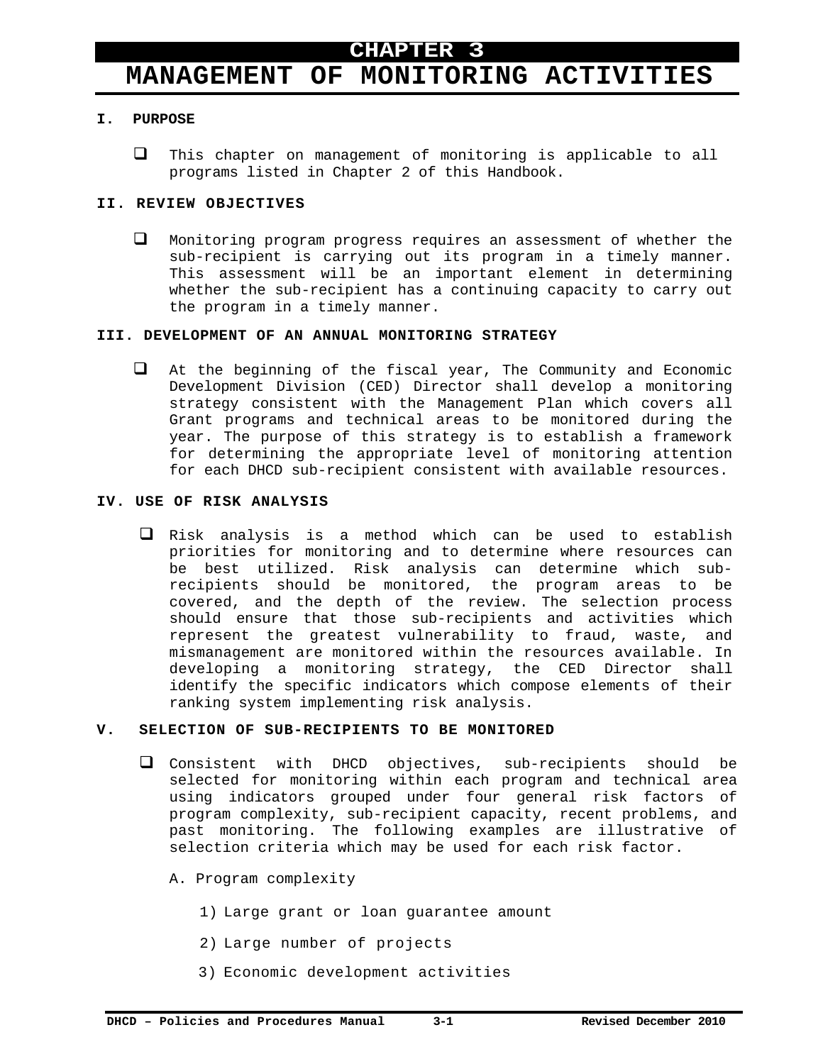# CHAPTER 3
# MANAGEMENT OF MONITORING ACTIVITIES

## I. PURPOSE

- This chapter on management of monitoring is applicable to all programs listed in Chapter 2 of this Handbook.

## II. REVIEW OBJECTIVES

- Monitoring program progress requires an assessment of whether the sub-recipient is carrying out its program in a timely manner. This assessment will be an important element in determining whether the sub-recipient has a continuing capacity to carry out the program in a timely manner.

## III. DEVELOPMENT OF AN ANNUAL MONITORING STRATEGY

- At the beginning of the fiscal year, The Community and Economic Development Division (CED) Director shall develop a monitoring strategy consistent with the Management Plan which covers all Grant programs and technical areas to be monitored during the year. The purpose of this strategy is to establish a framework for determining the appropriate level of monitoring attention for each DHCD sub-recipient consistent with available resources.

## IV. USE OF RISK ANALYSIS

- Risk analysis is a method which can be used to establish priorities for monitoring and to determine where resources can be best utilized. Risk analysis can determine which sub-recipients should be monitored, the program areas to be covered, and the depth of the review. The selection process should ensure that those sub-recipients and activities which represent the greatest vulnerability to fraud, waste, and mismanagement are monitored within the resources available. In developing a monitoring strategy, the CED Director shall identify the specific indicators which compose elements of their ranking system implementing risk analysis.

## V. SELECTION OF SUB-RECIPIENTS TO BE MONITORED

- Consistent with DHCD objectives, sub-recipients should be selected for monitoring within each program and technical area using indicators grouped under four general risk factors of program complexity, sub-recipient capacity, recent problems, and past monitoring. The following examples are illustrative of selection criteria which may be used for each risk factor.

  A. Program complexity

  1) Large grant or loan guarantee amount

  2) Large number of projects

  3) Economic development activities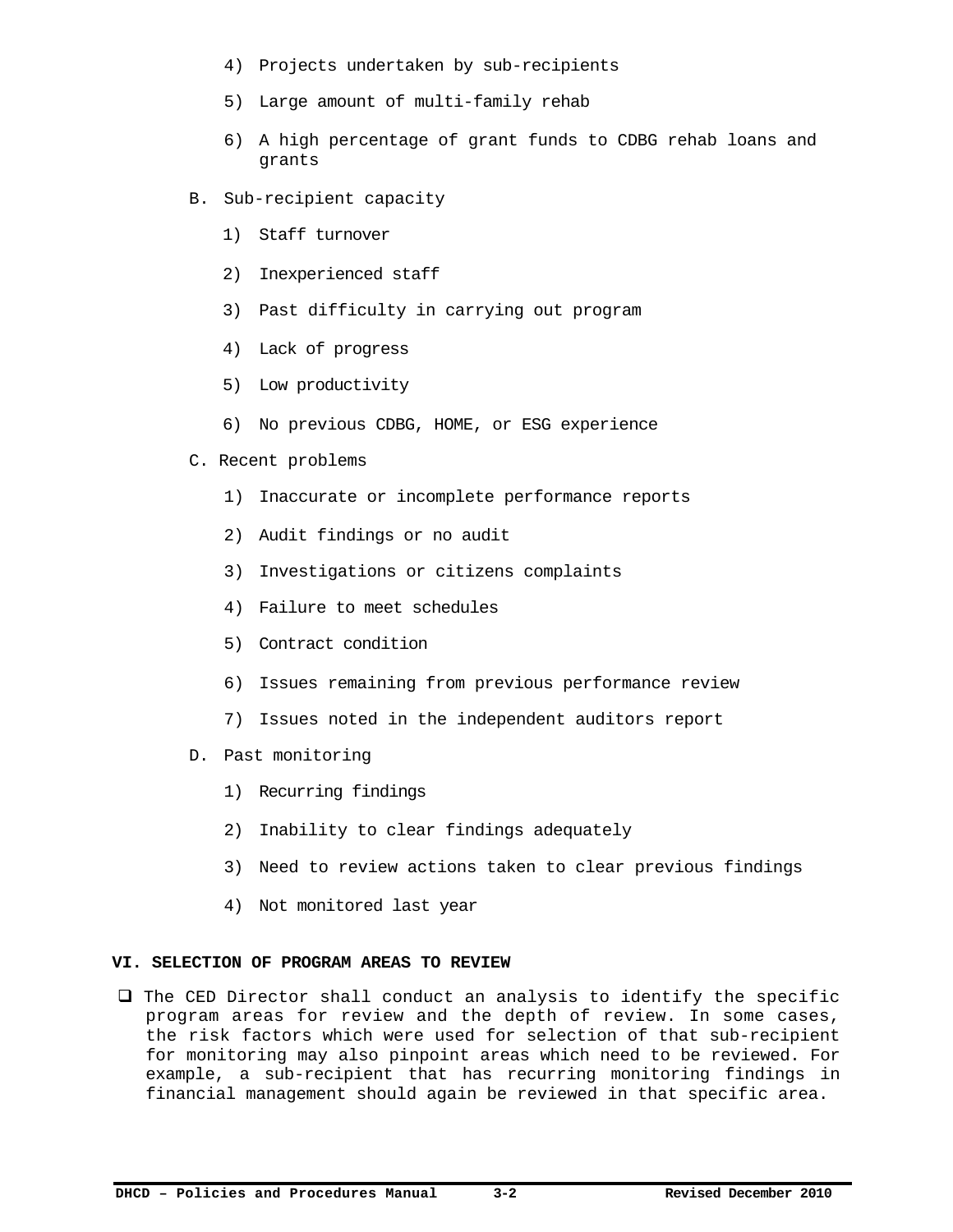4) Projects undertaken by sub-recipients

5) Large amount of multi-family rehab

6) A high percentage of grant funds to CDBG rehab loans and grants

B. Sub-recipient capacity

1) Staff turnover

2) Inexperienced staff

3) Past difficulty in carrying out program

4) Lack of progress

5) Low productivity

6) No previous CDBG, HOME, or ESG experience

C. Recent problems

1) Inaccurate or incomplete performance reports

2) Audit findings or no audit

3) Investigations or citizens complaints

4) Failure to meet schedules

5) Contract condition

6) Issues remaining from previous performance review

7) Issues noted in the independent auditors report

D. Past monitoring

1) Recurring findings

2) Inability to clear findings adequately

3) Need to review actions taken to clear previous findings

4) Not monitored last year

## VI. SELECTION OF PROGRAM AREAS TO REVIEW

- The CED Director shall conduct an analysis to identify the specific program areas for review and the depth of review. In some cases, the risk factors which were used for selection of that sub-recipient for monitoring may also pinpoint areas which need to be reviewed. For example, a sub-recipient that has recurring monitoring findings in financial management should again be reviewed in that specific area.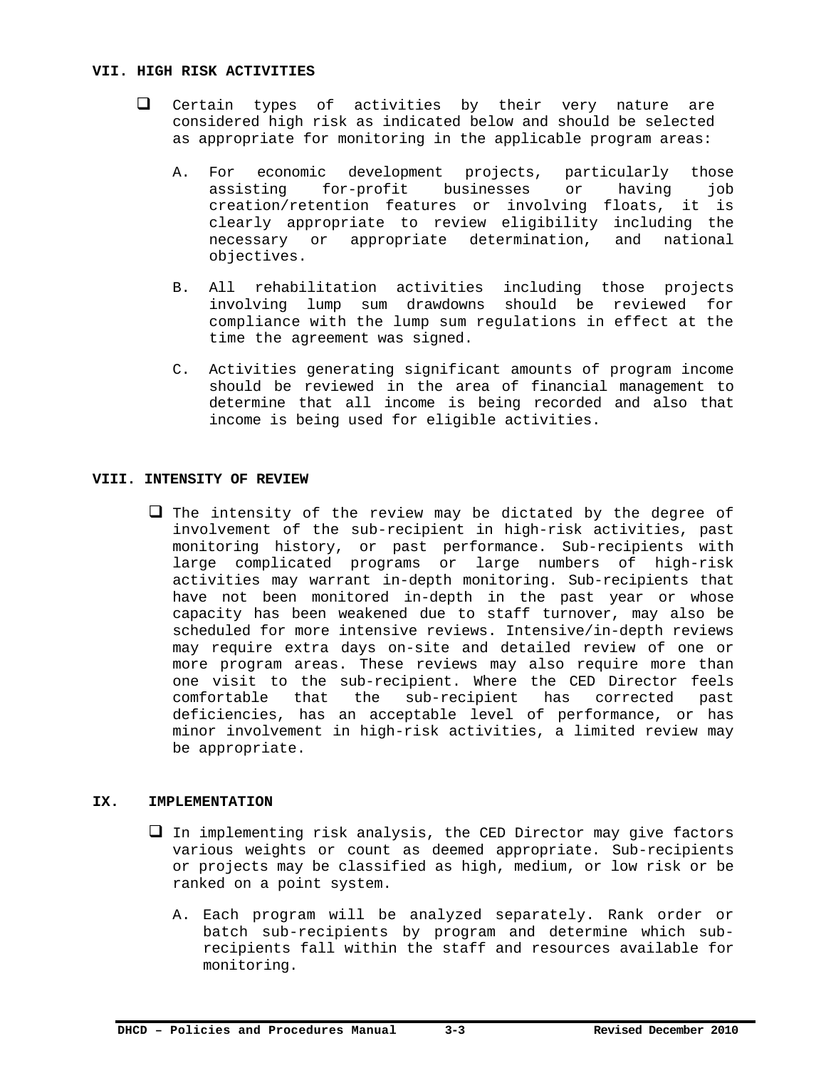## VII. HIGH RISK ACTIVITIES

- Certain types of activities by their very nature are considered high risk as indicated below and should be selected as appropriate for monitoring in the applicable program areas:

  A. For economic development projects, particularly those assisting for-profit businesses or having job creation/retention features or involving floats, it is clearly appropriate to review eligibility including the necessary or appropriate determination, and national objectives.

  B. All rehabilitation activities including those projects involving lump sum drawdowns should be reviewed for compliance with the lump sum regulations in effect at the time the agreement was signed.

  C. Activities generating significant amounts of program income should be reviewed in the area of financial management to determine that all income is being recorded and also that income is being used for eligible activities.

## VIII. INTENSITY OF REVIEW

- The intensity of the review may be dictated by the degree of involvement of the sub-recipient in high-risk activities, past monitoring history, or past performance. Sub-recipients with large complicated programs or large numbers of high-risk activities may warrant in-depth monitoring. Sub-recipients that have not been monitored in-depth in the past year or whose capacity has been weakened due to staff turnover, may also be scheduled for more intensive reviews. Intensive/in-depth reviews may require extra days on-site and detailed review of one or more program areas. These reviews may also require more than one visit to the sub-recipient. Where the CED Director feels comfortable that the sub-recipient has corrected past deficiencies, has an acceptable level of performance, or has minor involvement in high-risk activities, a limited review may be appropriate.

## IX. IMPLEMENTATION

- In implementing risk analysis, the CED Director may give factors various weights or count as deemed appropriate. Sub-recipients or projects may be classified as high, medium, or low risk or be ranked on a point system.

  A. Each program will be analyzed separately. Rank order or batch sub-recipients by program and determine which sub-recipients fall within the staff and resources available for monitoring.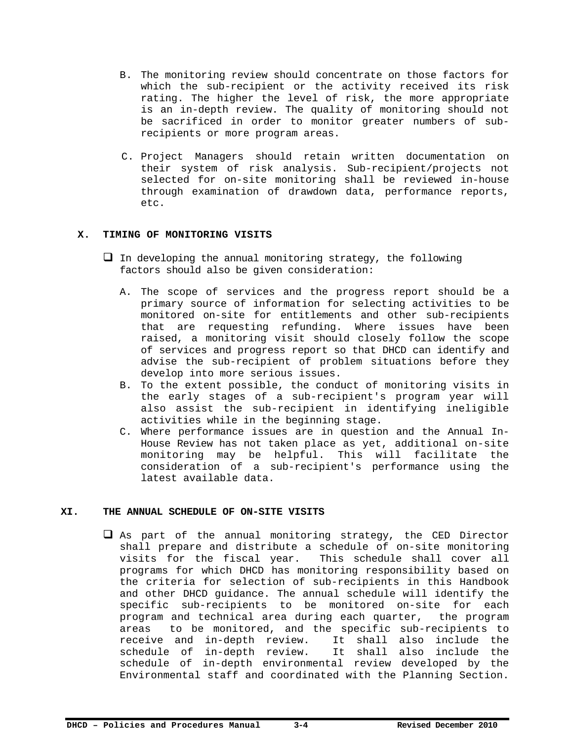B. The monitoring review should concentrate on those factors for which the sub-recipient or the activity received its risk rating. The higher the level of risk, the more appropriate is an in-depth review. The quality of monitoring should not be sacrificed in order to monitor greater numbers of sub-recipients or more program areas.

C. Project Managers should retain written documentation on their system of risk analysis. Sub-recipient/projects not selected for on-site monitoring shall be reviewed in-house through examination of drawdown data, performance reports, etc.

## X. TIMING OF MONITORING VISITS

- In developing the annual monitoring strategy, the following factors should also be given consideration:

  A. The scope of services and the progress report should be a primary source of information for selecting activities to be monitored on-site for entitlements and other sub-recipients that are requesting refunding. Where issues have been raised, a monitoring visit should closely follow the scope of services and progress report so that DHCD can identify and advise the sub-recipient of problem situations before they develop into more serious issues.

  B. To the extent possible, the conduct of monitoring visits in the early stages of a sub-recipient's program year will also assist the sub-recipient in identifying ineligible activities while in the beginning stage.

  C. Where performance issues are in question and the Annual In-House Review has not taken place as yet, additional on-site monitoring may be helpful. This will facilitate the consideration of a sub-recipient's performance using the latest available data.

## XI. THE ANNUAL SCHEDULE OF ON-SITE VISITS

- As part of the annual monitoring strategy, the CED Director shall prepare and distribute a schedule of on-site monitoring visits for the fiscal year. This schedule shall cover all programs for which DHCD has monitoring responsibility based on the criteria for selection of sub-recipients in this Handbook and other DHCD guidance. The annual schedule will identify the specific sub-recipients to be monitored on-site for each program and technical area during each quarter, the program areas to be monitored, and the specific sub-recipients to receive and in-depth review. It shall also include the schedule of in-depth review. It shall also include the schedule of in-depth environmental review developed by the Environmental staff and coordinated with the Planning Section.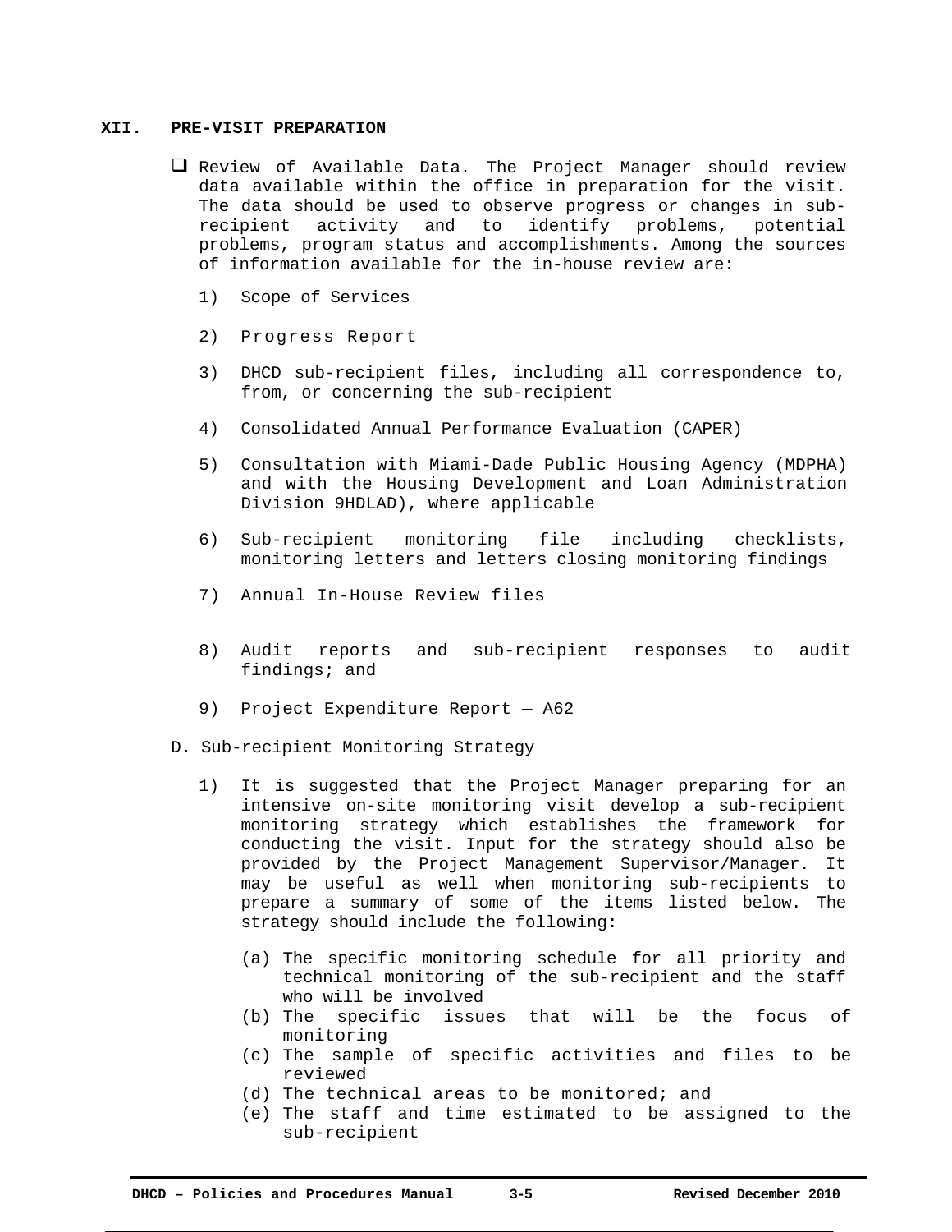## XII. PRE-VISIT PREPARATION

- ❑ Review of Available Data. The Project Manager should review data available within the office in preparation for the visit. The data should be used to observe progress or changes in sub-recipient activity and to identify problems, potential problems, program status and accomplishments. Among the sources of information available for the in-house review are:

  1) Scope of Services
  2) Progress Report
  3) DHCD sub-recipient files, including all correspondence to, from, or concerning the sub-recipient
  4) Consolidated Annual Performance Evaluation (CAPER)
  5) Consultation with Miami-Dade Public Housing Agency (MDPHA) and with the Housing Development and Loan Administration Division 9HDLAD), where applicable
  6) Sub-recipient monitoring file including checklists, monitoring letters and letters closing monitoring findings
  7) Annual In-House Review files
  8) Audit reports and sub-recipient responses to audit findings; and
  9) Project Expenditure Report — A62

D. Sub-recipient Monitoring Strategy

1) It is suggested that the Project Manager preparing for an intensive on-site monitoring visit develop a sub-recipient monitoring strategy which establishes the framework for conducting the visit. Input for the strategy should also be provided by the Project Management Supervisor/Manager. It may be useful as well when monitoring sub-recipients to prepare a summary of some of the items listed below. The strategy should include the following:

   (a) The specific monitoring schedule for all priority and technical monitoring of the sub-recipient and the staff who will be involved
   (b) The specific issues that will be the focus of monitoring
   (c) The sample of specific activities and files to be reviewed
   (d) The technical areas to be monitored; and
   (e) The staff and time estimated to be assigned to the sub-recipient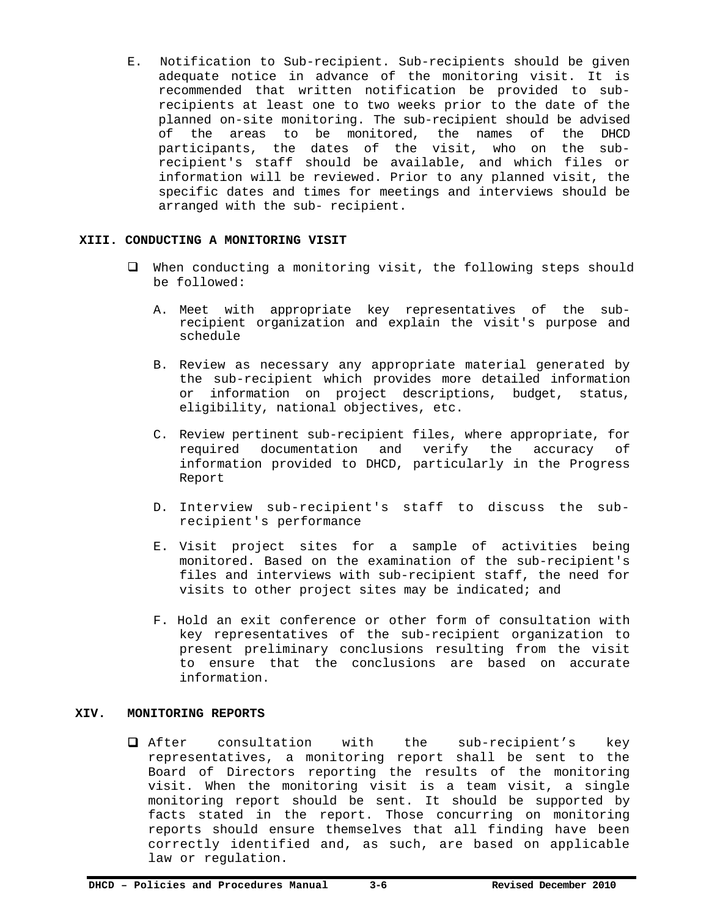E. Notification to Sub-recipient. Sub-recipients should be given adequate notice in advance of the monitoring visit. It is recommended that written notification be provided to sub-recipients at least one to two weeks prior to the date of the planned on-site monitoring. The sub-recipient should be advised of the areas to be monitored, the names of the DHCD participants, the dates of the visit, who on the sub-recipient's staff should be available, and which files or information will be reviewed. Prior to any planned visit, the specific dates and times for meetings and interviews should be arranged with the sub- recipient.

## XIII. CONDUCTING A MONITORING VISIT

- When conducting a monitoring visit, the following steps should be followed:

  A. Meet with appropriate key representatives of the sub-recipient organization and explain the visit's purpose and schedule

  B. Review as necessary any appropriate material generated by the sub-recipient which provides more detailed information or information on project descriptions, budget, status, eligibility, national objectives, etc.

  C. Review pertinent sub-recipient files, where appropriate, for required documentation and verify the accuracy of information provided to DHCD, particularly in the Progress Report

  D. Interview sub-recipient's staff to discuss the sub-recipient's performance

  E. Visit project sites for a sample of activities being monitored. Based on the examination of the sub-recipient's files and interviews with sub-recipient staff, the need for visits to other project sites may be indicated; and

  F. Hold an exit conference or other form of consultation with key representatives of the sub-recipient organization to present preliminary conclusions resulting from the visit to ensure that the conclusions are based on accurate information.

## XIV. MONITORING REPORTS

- After consultation with the sub-recipient’s key representatives, a monitoring report shall be sent to the Board of Directors reporting the results of the monitoring visit. When the monitoring visit is a team visit, a single monitoring report should be sent. It should be supported by facts stated in the report. Those concurring on monitoring reports should ensure themselves that all finding have been correctly identified and, as such, are based on applicable law or regulation.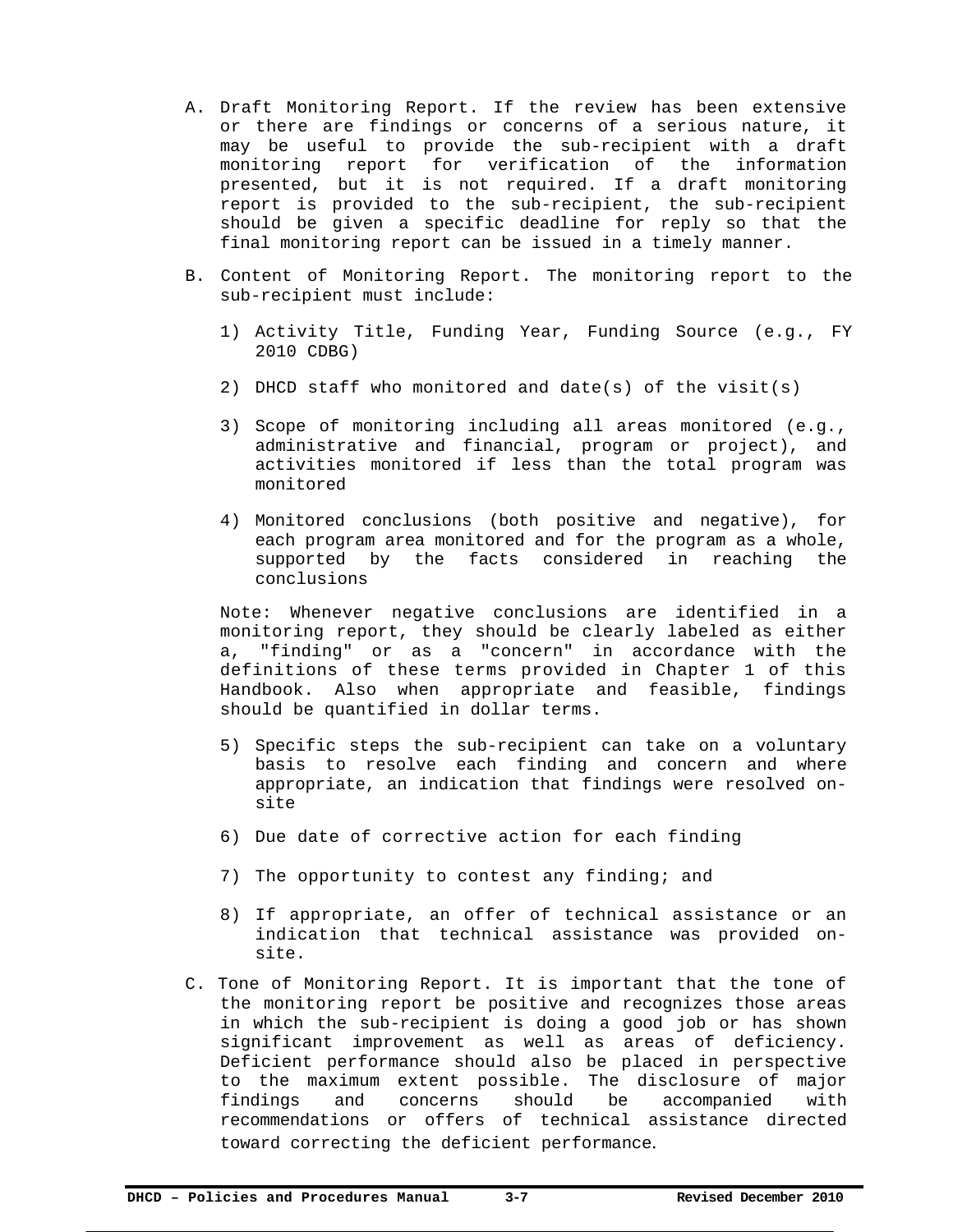A. Draft Monitoring Report. If the review has been extensive or there are findings or concerns of a serious nature, it may be useful to provide the sub-recipient with a draft monitoring report for verification of the information presented, but it is not required. If a draft monitoring report is provided to the sub-recipient, the sub-recipient should be given a specific deadline for reply so that the final monitoring report can be issued in a timely manner.

B. Content of Monitoring Report. The monitoring report to the sub-recipient must include:

   1) Activity Title, Funding Year, Funding Source (e.g., FY 2010 CDBG)

   2) DHCD staff who monitored and date(s) of the visit(s)

   3) Scope of monitoring including all areas monitored (e.g., administrative and financial, program or project), and activities monitored if less than the total program was monitored

   4) Monitored conclusions (both positive and negative), for each program area monitored and for the program as a whole, supported by the facts considered in reaching the conclusions

   Note: Whenever negative conclusions are identified in a monitoring report, they should be clearly labeled as either a, "finding" or as a "concern" in accordance with the definitions of these terms provided in Chapter 1 of this Handbook. Also when appropriate and feasible, findings should be quantified in dollar terms.

   5) Specific steps the sub-recipient can take on a voluntary basis to resolve each finding and concern and where appropriate, an indication that findings were resolved on-site

   6) Due date of corrective action for each finding

   7) The opportunity to contest any finding; and

   8) If appropriate, an offer of technical assistance or an indication that technical assistance was provided on-site.

C. Tone of Monitoring Report. It is important that the tone of the monitoring report be positive and recognizes those areas in which the sub-recipient is doing a good job or has shown significant improvement as well as areas of deficiency. Deficient performance should also be placed in perspective to the maximum extent possible. The disclosure of major findings and concerns should be accompanied with recommendations or offers of technical assistance directed toward correcting the deficient performance.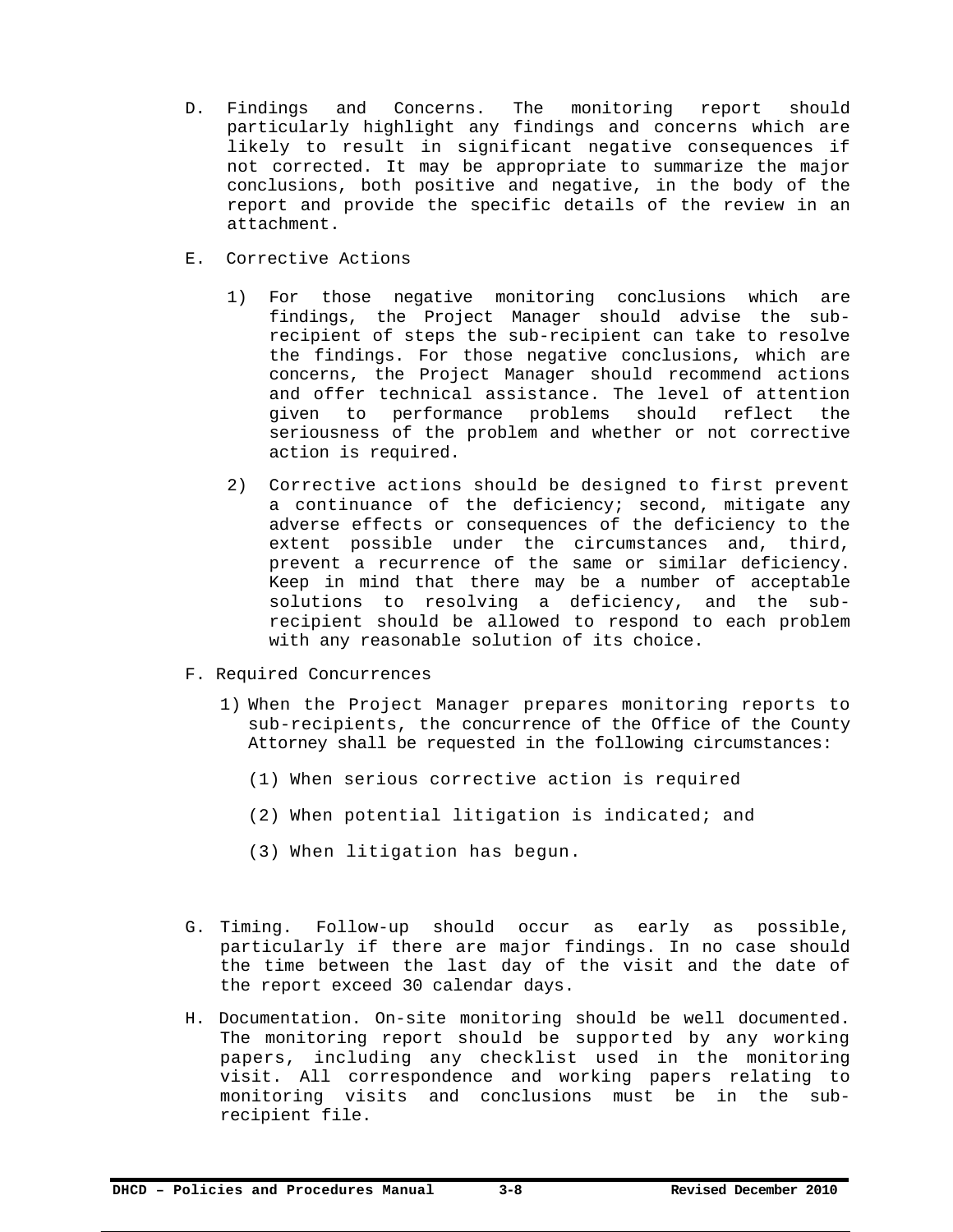D. Findings and Concerns. The monitoring report should particularly highlight any findings and concerns which are likely to result in significant negative consequences if not corrected. It may be appropriate to summarize the major conclusions, both positive and negative, in the body of the report and provide the specific details of the review in an attachment.

E. Corrective Actions

   1) For those negative monitoring conclusions which are findings, the Project Manager should advise the sub-recipient of steps the sub-recipient can take to resolve the findings. For those negative conclusions, which are concerns, the Project Manager should recommend actions and offer technical assistance. The level of attention given to performance problems should reflect the seriousness of the problem and whether or not corrective action is required.

   2) Corrective actions should be designed to first prevent a continuance of the deficiency; second, mitigate any adverse effects or consequences of the deficiency to the extent possible under the circumstances and, third, prevent a recurrence of the same or similar deficiency. Keep in mind that there may be a number of acceptable solutions to resolving a deficiency, and the sub-recipient should be allowed to respond to each problem with any reasonable solution of its choice.

F. Required Concurrences

   1) When the Project Manager prepares monitoring reports to sub-recipients, the concurrence of the Office of the County Attorney shall be requested in the following circumstances:

      (1) When serious corrective action is required

      (2) When potential litigation is indicated; and

      (3) When litigation has begun.

G. Timing. Follow-up should occur as early as possible, particularly if there are major findings. In no case should the time between the last day of the visit and the date of the report exceed 30 calendar days.

H. Documentation. On-site monitoring should be well documented. The monitoring report should be supported by any working papers, including any checklist used in the monitoring visit. All correspondence and working papers relating to monitoring visits and conclusions must be in the sub-recipient file.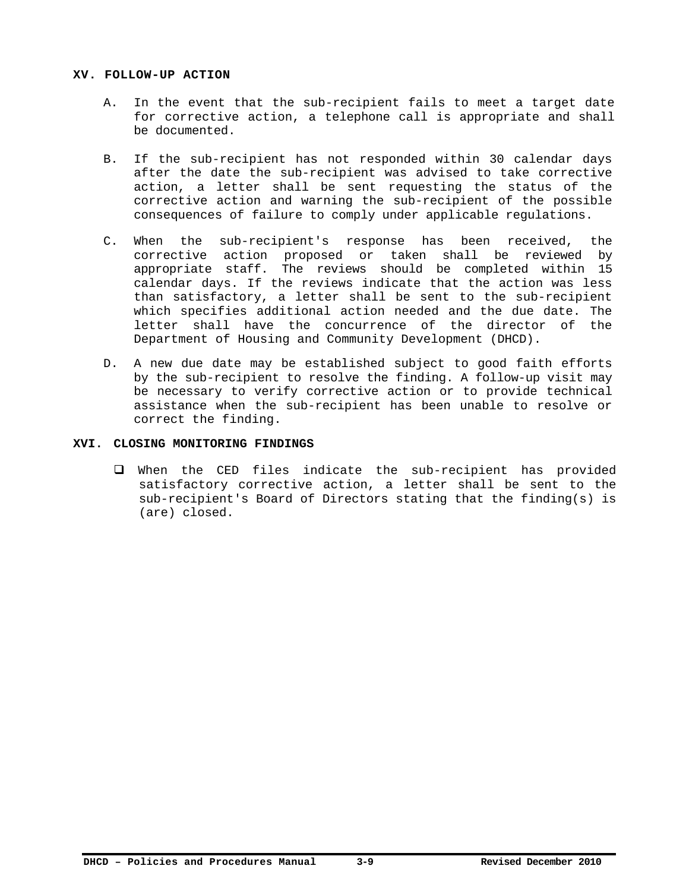## XV. FOLLOW-UP ACTION

A. In the event that the sub-recipient fails to meet a target date for corrective action, a telephone call is appropriate and shall be documented.

B. If the sub-recipient has not responded within 30 calendar days after the date the sub-recipient was advised to take corrective action, a letter shall be sent requesting the status of the corrective action and warning the sub-recipient of the possible consequences of failure to comply under applicable regulations.

C. When the sub-recipient's response has been received, the corrective action proposed or taken shall be reviewed by appropriate staff. The reviews should be completed within 15 calendar days. If the reviews indicate that the action was less than satisfactory, a letter shall be sent to the sub-recipient which specifies additional action needed and the due date. The letter shall have the concurrence of the director of the Department of Housing and Community Development (DHCD).

D. A new due date may be established subject to good faith efforts by the sub-recipient to resolve the finding. A follow-up visit may be necessary to verify corrective action or to provide technical assistance when the sub-recipient has been unable to resolve or correct the finding.

## XVI. CLOSING MONITORING FINDINGS

- ❑ When the CED files indicate the sub-recipient has provided satisfactory corrective action, a letter shall be sent to the sub-recipient's Board of Directors stating that the finding(s) is (are) closed.